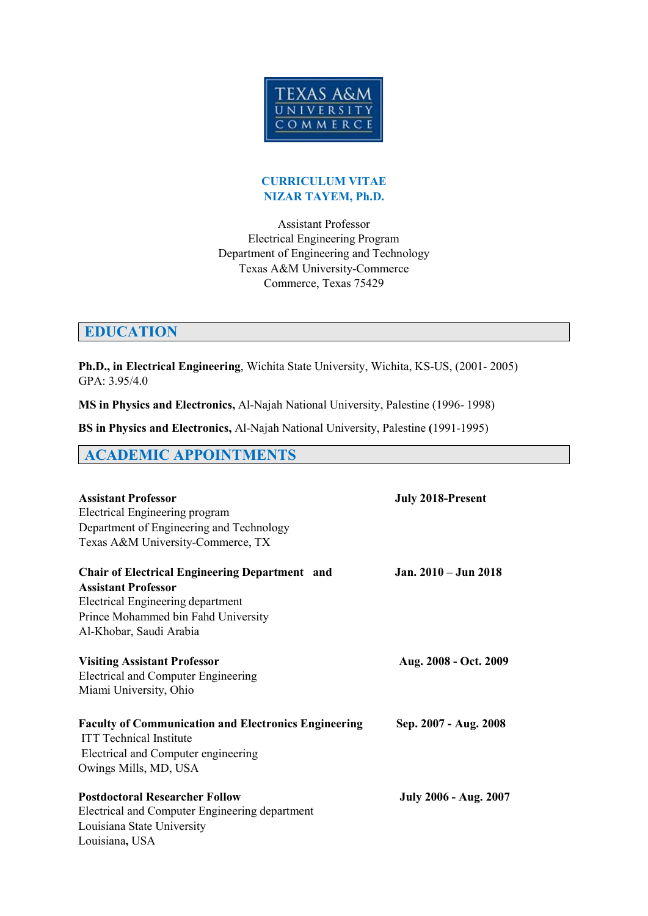TEXAS A&M UNIVERSITY COMMERCE

**CURRICULUM VITAE**
**NIZAR TAYEM, Ph.D.**

Assistant Professor
Electrical Engineering Program
Department of Engineering and Technology
Texas A&M University-Commerce
Commerce, Texas 75429

## EDUCATION

**Ph.D., in Electrical Engineering**, Wichita State University, Wichita, KS-US, (2001- 2005)
GPA: 3.95/4.0

**MS in Physics and Electronics,** Al-Najah National University, Palestine (1996- 1998)

**BS in Physics and Electronics,** Al-Najah National University, Palestine **(**1991-1995)

## ACADEMIC APPOINTMENTS

**Assistant Professor** — **July 2018-Present**
Electrical Engineering program
Department of Engineering and Technology
Texas A&M University-Commerce, TX

**Chair of Electrical Engineering Department and Assistant Professor** — **Jan. 2010 – Jun 2018**
Electrical Engineering department
Prince Mohammed bin Fahd University
Al-Khobar, Saudi Arabia

**Visiting Assistant Professor** — **Aug. 2008 - Oct. 2009**
Electrical and Computer Engineering
Miami University, Ohio

**Faculty of Communication and Electronics Engineering** — **Sep. 2007 - Aug. 2008**
ITT Technical Institute
Electrical and Computer engineering
Owings Mills, MD, USA

**Postdoctoral Researcher Follow** — **July 2006 - Aug. 2007**
Electrical and Computer Engineering department
Louisiana State University
Louisiana**,** USA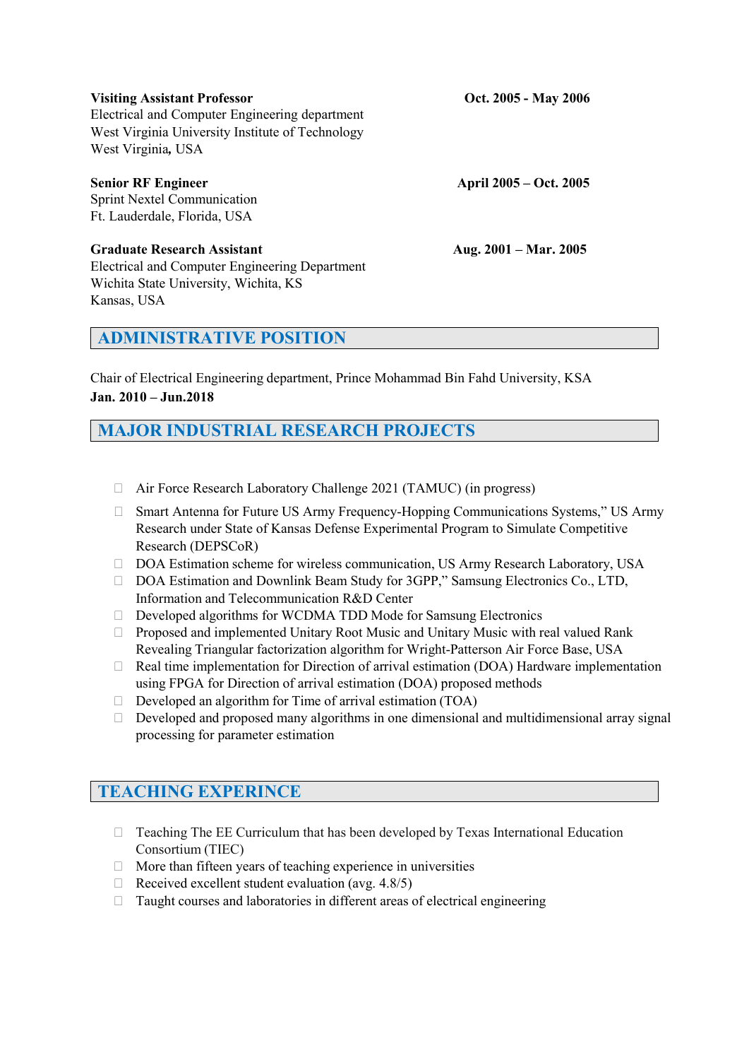**Visiting Assistant Professor** **Oct. 2005 - May 2006**
Electrical and Computer Engineering department
West Virginia University Institute of Technology
West Virginia**,** USA

**Senior RF Engineer** **April 2005 – Oct. 2005**
Sprint Nextel Communication
Ft. Lauderdale, Florida, USA

**Graduate Research Assistant** **Aug. 2001 – Mar. 2005**
Electrical and Computer Engineering Department
Wichita State University, Wichita, KS
Kansas, USA

## ADMINISTRATIVE POSITION

Chair of Electrical Engineering department, Prince Mohammad Bin Fahd University, KSA
**Jan. 2010 – Jun.2018**

## MAJOR INDUSTRIAL RESEARCH PROJECTS

- Air Force Research Laboratory Challenge 2021 (TAMUC) (in progress)
- Smart Antenna for Future US Army Frequency-Hopping Communications Systems," US Army Research under State of Kansas Defense Experimental Program to Simulate Competitive Research (DEPSCoR)
- DOA Estimation scheme for wireless communication, US Army Research Laboratory, USA
- DOA Estimation and Downlink Beam Study for 3GPP," Samsung Electronics Co., LTD, Information and Telecommunication R&D Center
- Developed algorithms for WCDMA TDD Mode for Samsung Electronics
- Proposed and implemented Unitary Root Music and Unitary Music with real valued Rank Revealing Triangular factorization algorithm for Wright-Patterson Air Force Base, USA
- Real time implementation for Direction of arrival estimation (DOA) Hardware implementation using FPGA for Direction of arrival estimation (DOA) proposed methods
- Developed an algorithm for Time of arrival estimation (TOA)
- Developed and proposed many algorithms in one dimensional and multidimensional array signal processing for parameter estimation

## TEACHING EXPERINCE

- Teaching The EE Curriculum that has been developed by Texas International Education Consortium (TIEC)
- More than fifteen years of teaching experience in universities
- Received excellent student evaluation (avg. 4.8/5)
- Taught courses and laboratories in different areas of electrical engineering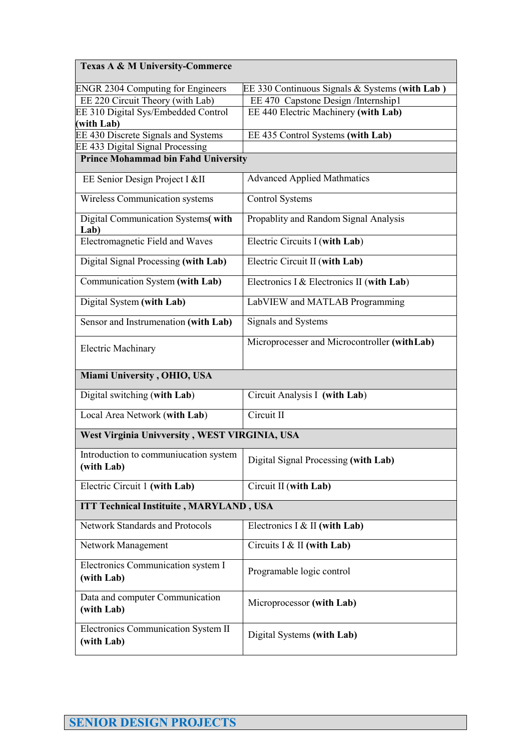| **Texas A & M University-Commerce** | |
|---|---|
| ENGR 2304 Computing for Engineers | EE 330 Continuous Signals & Systems (**with Lab** ) |
| EE 220 Circuit Theory (with Lab) | EE 470 Capstone Design /Internship1 |
| EE 310 Digital Sys/Embedded Control **(with Lab)** | EE 440 Electric Machinery **(with Lab)** |
| EE 430 Discrete Signals and Systems | EE 435 Control Systems **(with Lab)** |
| EE 433 Digital Signal Processing | |
| **Prince Mohammad bin Fahd University** | |
| EE Senior Design Project I &II | Advanced Applied Mathmatics |
| Wireless Communication systems | Control Systems |
| Digital Communication Systems**( with Lab)** | Propablity and Random Signal Analysis |
| Electromagnetic Field and Waves | Electric Circuits I (**with Lab**) |
| Digital Signal Processing **(with Lab)** | Electric Circuit II (**with Lab)** |
| Communication System **(with Lab)** | Electronics I & Electronics II (**with Lab**) |
| Digital System **(with Lab)** | LabVIEW and MATLAB Programming |
| Sensor and Instrumenation **(with Lab)** | Signals and Systems |
| Electric Machinary | Microprocesser and Microcontroller **(withLab)** |
| **Miami University , OHIO, USA** | |
| Digital switching (**with Lab**) | Circuit Analysis I (**with Lab**) |
| Local Area Network (**with Lab**) | Circuit II |
| **West Virginia Univversity , WEST VIRGINIA, USA** | |
| Introduction to communiucation system **(with Lab)** | Digital Signal Processing **(with Lab)** |
| Electric Circuit 1 **(with Lab)** | Circuit II **(with Lab)** |
| **ITT Technical Instituite , MARYLAND , USA** | |
| Network Standards and Protocols | Electronics I & II **(with Lab)** |
| Network Management | Circuits I & II **(with Lab)** |
| Electronics Communication system I **(with Lab)** | Programable logic control |
| Data and computer Communication **(with Lab)** | Microprocessor **(with Lab)** |
| Electronics Communication System II **(with Lab)** | Digital Systems **(with Lab)** |

## SENIOR DESIGN PROJECTS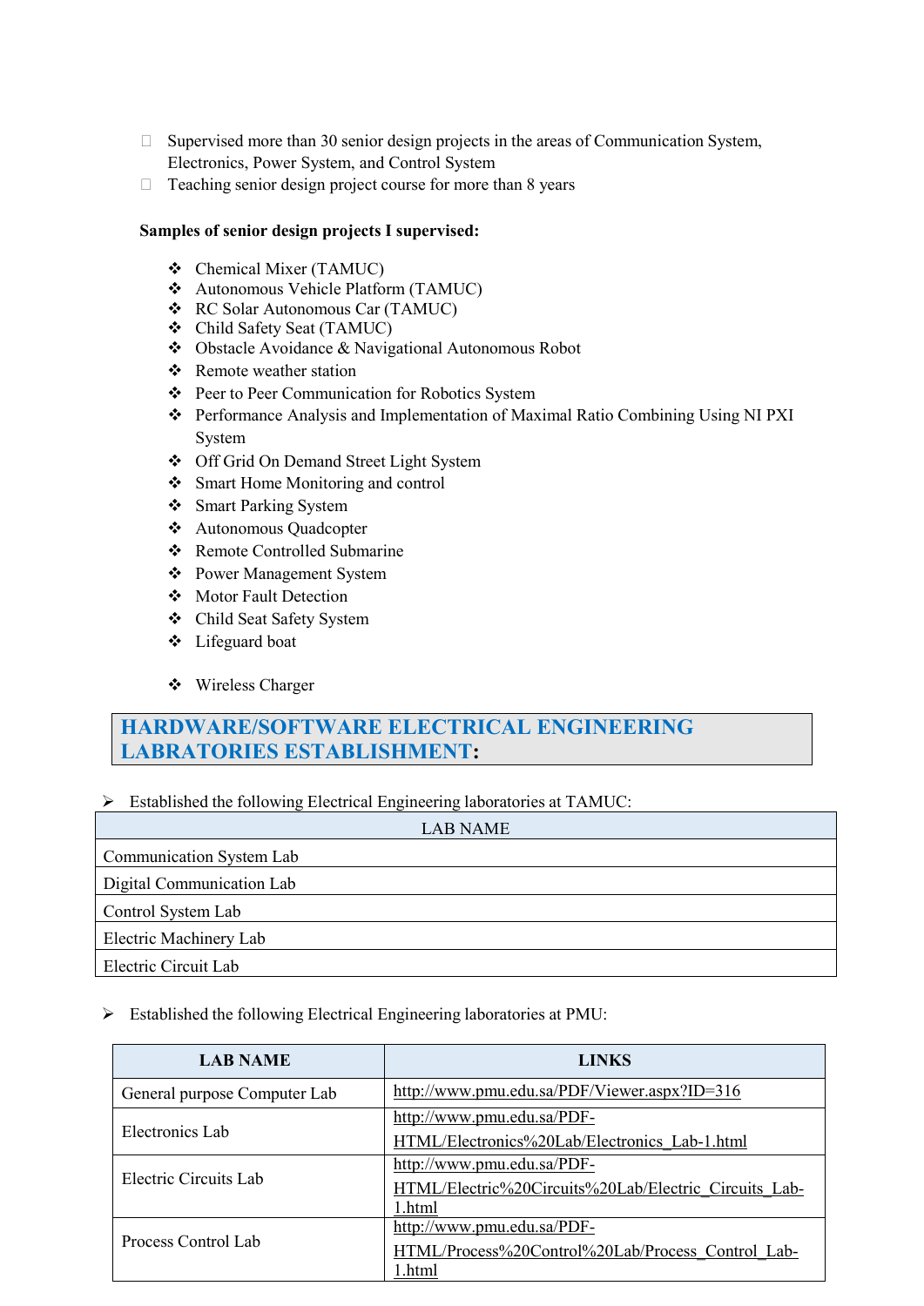- Supervised more than 30 senior design projects in the areas of Communication System, Electronics, Power System, and Control System
- Teaching senior design project course for more than 8 years

**Samples of senior design projects I supervised:**

- ❖ Chemical Mixer (TAMUC)
- ❖ Autonomous Vehicle Platform (TAMUC)
- ❖ RC Solar Autonomous Car (TAMUC)
- ❖ Child Safety Seat (TAMUC)
- ❖ Obstacle Avoidance & Navigational Autonomous Robot
- ❖ Remote weather station
- ❖ Peer to Peer Communication for Robotics System
- ❖ Performance Analysis and Implementation of Maximal Ratio Combining Using NI PXI System
- ❖ Off Grid On Demand Street Light System
- ❖ Smart Home Monitoring and control
- ❖ Smart Parking System
- ❖ Autonomous Quadcopter
- ❖ Remote Controlled Submarine
- ❖ Power Management System
- ❖ Motor Fault Detection
- ❖ Child Seat Safety System
- ❖ Lifeguard boat
- ❖ Wireless Charger

## HARDWARE/SOFTWARE ELECTRICAL ENGINEERING LABRATORIES ESTABLISHMENT:

➢ Established the following Electrical Engineering laboratories at TAMUC:

| LAB NAME |
|---|
| Communication System Lab |
| Digital Communication Lab |
| Control System Lab |
| Electric Machinery Lab |
| Electric Circuit Lab |

➢ Established the following Electrical Engineering laboratories at PMU:

| LAB NAME | LINKS |
|---|---|
| General purpose Computer Lab | http://www.pmu.edu.sa/PDF/Viewer.aspx?ID=316 |
| Electronics Lab | http://www.pmu.edu.sa/PDF-HTML/Electronics%20Lab/Electronics_Lab-1.html |
| Electric Circuits Lab | http://www.pmu.edu.sa/PDF-HTML/Electric%20Circuits%20Lab/Electric_Circuits_Lab-1.html |
| Process Control Lab | http://www.pmu.edu.sa/PDF-HTML/Process%20Control%20Lab/Process_Control_Lab-1.html |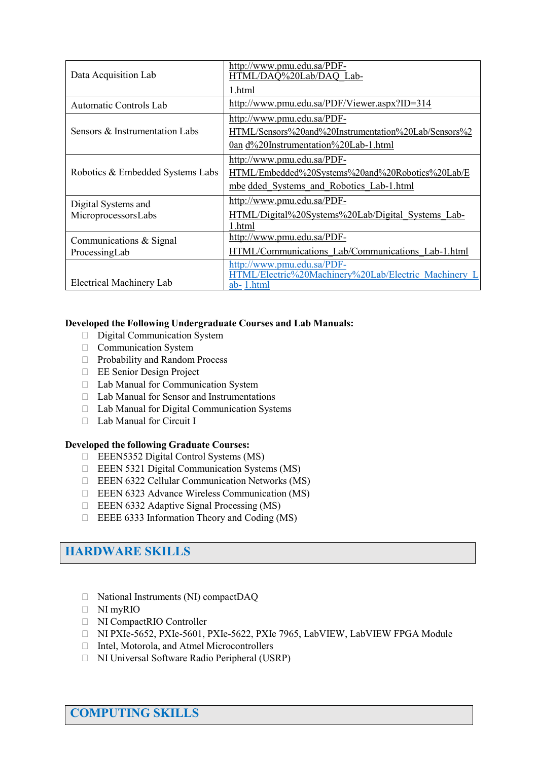| Data Acquisition Lab | http://www.pmu.edu.sa/PDF-HTML/DAQ%20Lab/DAQ_Lab-1.html |
|---|---|
| Automatic Controls Lab | http://www.pmu.edu.sa/PDF/Viewer.aspx?ID=314 |
| Sensors & Instrumentation Labs | http://www.pmu.edu.sa/PDF-HTML/Sensors%20and%20Instrumentation%20Lab/Sensors%20an d%20Instrumentation%20Lab-1.html |
| Robotics & Embedded Systems Labs | http://www.pmu.edu.sa/PDF-HTML/Embedded%20Systems%20and%20Robotics%20Lab/Embe dded_Systems_and_Robotics_Lab-1.html |
| Digital Systems and MicroprocessorsLabs | http://www.pmu.edu.sa/PDF-HTML/Digital%20Systems%20Lab/Digital_Systems_Lab-1.html |
| Communications & Signal ProcessingLab | http://www.pmu.edu.sa/PDF-HTML/Communications_Lab/Communications_Lab-1.html |
| Electrical Machinery Lab | http://www.pmu.edu.sa/PDF-HTML/Electric%20Machinery%20Lab/Electric_Machinery_Lab- 1.html |

**Developed the Following Undergraduate Courses and Lab Manuals:**

- Digital Communication System
- Communication System
- Probability and Random Process
- EE Senior Design Project
- Lab Manual for Communication System
- Lab Manual for Sensor and Instrumentations
- Lab Manual for Digital Communication Systems
- Lab Manual for Circuit I

**Developed the following Graduate Courses:**

- EEEN5352 Digital Control Systems (MS)
- EEEN 5321 Digital Communication Systems (MS)
- EEEN 6322 Cellular Communication Networks (MS)
- EEEN 6323 Advance Wireless Communication (MS)
- EEEN 6332 Adaptive Signal Processing (MS)
- EEEE 6333 Information Theory and Coding (MS)

## HARDWARE SKILLS

- National Instruments (NI) compactDAQ
- NI myRIO
- NI CompactRIO Controller
- NI PXIe-5652, PXIe-5601, PXIe-5622, PXIe 7965, LabVIEW, LabVIEW FPGA Module
- Intel, Motorola, and Atmel Microcontrollers
- NI Universal Software Radio Peripheral (USRP)

## COMPUTING SKILLS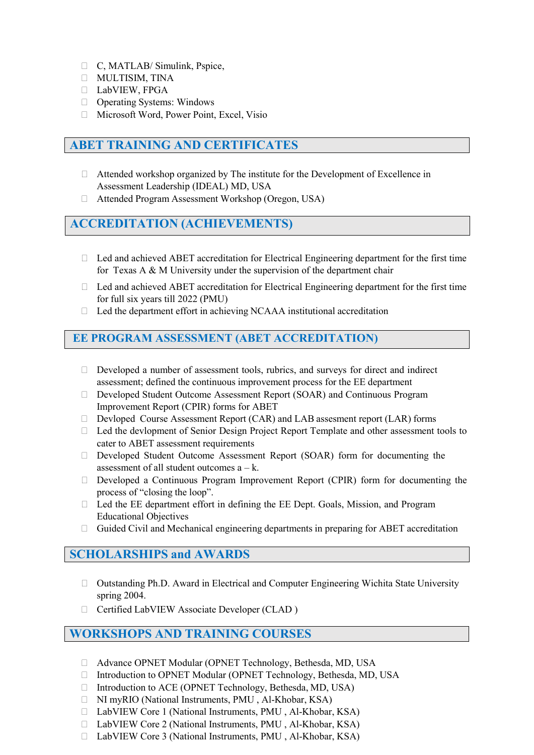- C, MATLAB/ Simulink, Pspice,
- MULTISIM, TINA
- LabVIEW, FPGA
- Operating Systems: Windows
- Microsoft Word, Power Point, Excel, Visio

## ABET TRAINING AND CERTIFICATES

- Attended workshop organized by The institute for the Development of Excellence in Assessment Leadership (IDEAL) MD, USA
- Attended Program Assessment Workshop (Oregon, USA)

## ACCREDITATION (ACHIEVEMENTS)

- Led and achieved ABET accreditation for Electrical Engineering department for the first time for Texas A & M University under the supervision of the department chair
- Led and achieved ABET accreditation for Electrical Engineering department for the first time for full six years till 2022 (PMU)
- Led the department effort in achieving NCAAA institutional accreditation

## EE PROGRAM ASSESSMENT (ABET ACCREDITATION)

- Developed a number of assessment tools, rubrics, and surveys for direct and indirect assessment; defined the continuous improvement process for the EE department
- Developed Student Outcome Assessment Report (SOAR) and Continuous Program Improvement Report (CPIR) forms for ABET
- Devloped Course Assessment Report (CAR) and LAB assesment report (LAR) forms
- Led the devlopment of Senior Design Project Report Template and other assessment tools to cater to ABET assessment requirements
- Developed Student Outcome Assessment Report (SOAR) form for documenting the assessment of all student outcomes a – k.
- Developed a Continuous Program Improvement Report (CPIR) form for documenting the process of "closing the loop".
- Led the EE department effort in defining the EE Dept. Goals, Mission, and Program Educational Objectives
- Guided Civil and Mechanical engineering departments in preparing for ABET accreditation

## SCHOLARSHIPS and AWARDS

- Outstanding Ph.D. Award in Electrical and Computer Engineering Wichita State University spring 2004.
- Certified LabVIEW Associate Developer (CLAD )

## WORKSHOPS AND TRAINING COURSES

- Advance OPNET Modular (OPNET Technology, Bethesda, MD, USA
- Introduction to OPNET Modular (OPNET Technology, Bethesda, MD, USA
- Introduction to ACE (OPNET Technology, Bethesda, MD, USA)
- NI myRIO (National Instruments, PMU , Al-Khobar, KSA)
- LabVIEW Core 1 (National Instruments, PMU , Al-Khobar, KSA)
- LabVIEW Core 2 (National Instruments, PMU , Al-Khobar, KSA)
- LabVIEW Core 3 (National Instruments, PMU , Al-Khobar, KSA)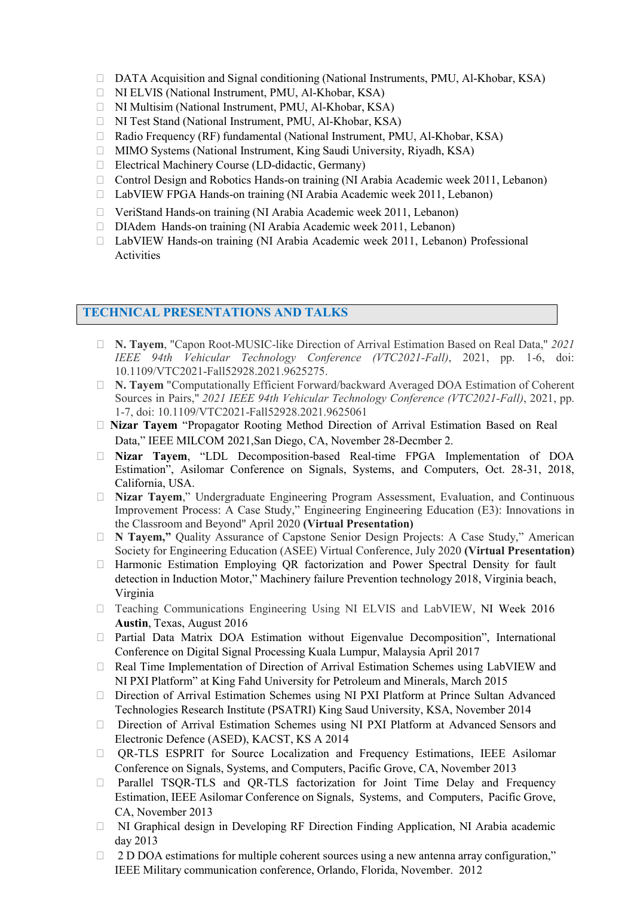- DATA Acquisition and Signal conditioning (National Instruments, PMU, Al-Khobar, KSA)
- NI ELVIS (National Instrument, PMU, Al-Khobar, KSA)
- NI Multisim (National Instrument, PMU, Al-Khobar, KSA)
- NI Test Stand (National Instrument, PMU, Al-Khobar, KSA)
- Radio Frequency (RF) fundamental (National Instrument, PMU, Al-Khobar, KSA)
- MIMO Systems (National Instrument, King Saudi University, Riyadh, KSA)
- Electrical Machinery Course (LD-didactic, Germany)
- Control Design and Robotics Hands-on training (NI Arabia Academic week 2011, Lebanon)
- LabVIEW FPGA Hands-on training (NI Arabia Academic week 2011, Lebanon)
- VeriStand Hands-on training (NI Arabia Academic week 2011, Lebanon)
- DIAdem Hands-on training (NI Arabia Academic week 2011, Lebanon)
- LabVIEW Hands-on training (NI Arabia Academic week 2011, Lebanon) Professional Activities

## TECHNICAL PRESENTATIONS AND TALKS

- **N. Tayem**, "Capon Root-MUSIC-like Direction of Arrival Estimation Based on Real Data," *2021 IEEE 94th Vehicular Technology Conference (VTC2021-Fall)*, 2021, pp. 1-6, doi: 10.1109/VTC2021-Fall52928.2021.9625275.
- **N. Tayem** "Computationally Efficient Forward/backward Averaged DOA Estimation of Coherent Sources in Pairs," *2021 IEEE 94th Vehicular Technology Conference (VTC2021-Fall)*, 2021, pp. 1-7, doi: 10.1109/VTC2021-Fall52928.2021.9625061
- **Nizar Tayem** "Propagator Rooting Method Direction of Arrival Estimation Based on Real Data," IEEE MILCOM 2021,San Diego, CA, November 28-Decmber 2.
- **Nizar Tayem**, "LDL Decomposition-based Real-time FPGA Implementation of DOA Estimation", Asilomar Conference on Signals, Systems, and Computers, Oct. 28-31, 2018, California, USA.
- **Nizar Tayem**," Undergraduate Engineering Program Assessment, Evaluation, and Continuous Improvement Process: A Case Study," Engineering Engineering Education (E3): Innovations in the Classroom and Beyond" April 2020 **(Virtual Presentation)**
- **N Tayem,"** Quality Assurance of Capstone Senior Design Projects: A Case Study," American Society for Engineering Education (ASEE) Virtual Conference, July 2020 **(Virtual Presentation)**
- Harmonic Estimation Employing QR factorization and Power Spectral Density for fault detection in Induction Motor," Machinery failure Prevention technology 2018, Virginia beach, Virginia
- Teaching Communications Engineering Using NI ELVIS and LabVIEW, NI Week 2016 **Austin**, Texas, August 2016
- Partial Data Matrix DOA Estimation without Eigenvalue Decomposition", International Conference on Digital Signal Processing Kuala Lumpur, Malaysia April 2017
- Real Time Implementation of Direction of Arrival Estimation Schemes using LabVIEW and NI PXI Platform" at King Fahd University for Petroleum and Minerals, March 2015
- Direction of Arrival Estimation Schemes using NI PXI Platform at Prince Sultan Advanced Technologies Research Institute (PSATRI) King Saud University, KSA, November 2014
- Direction of Arrival Estimation Schemes using NI PXI Platform at Advanced Sensors and Electronic Defence (ASED), KACST, KS A 2014
- QR-TLS ESPRIT for Source Localization and Frequency Estimations, IEEE Asilomar Conference on Signals, Systems, and Computers, Pacific Grove, CA, November 2013
- Parallel TSQR-TLS and QR-TLS factorization for Joint Time Delay and Frequency Estimation, IEEE Asilomar Conference on Signals, Systems, and Computers, Pacific Grove, CA, November 2013
- NI Graphical design in Developing RF Direction Finding Application, NI Arabia academic day 2013
- 2 D DOA estimations for multiple coherent sources using a new antenna array configuration," IEEE Military communication conference, Orlando, Florida, November. 2012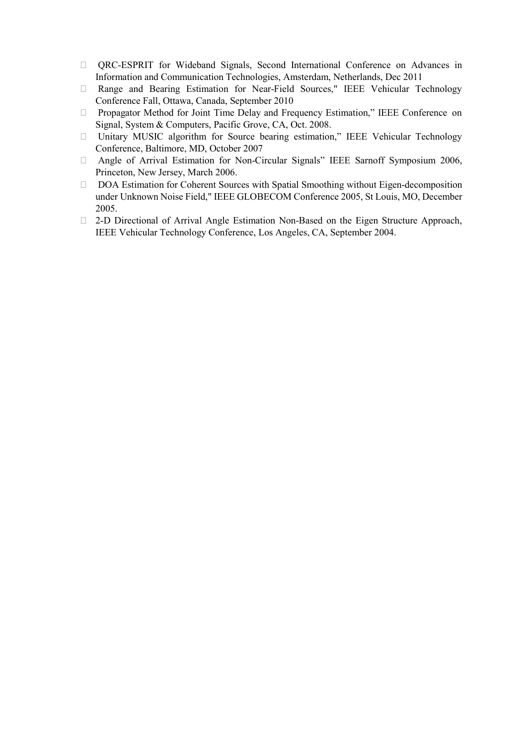- QRC-ESPRIT for Wideband Signals, Second International Conference on Advances in Information and Communication Technologies, Amsterdam, Netherlands, Dec 2011
- Range and Bearing Estimation for Near-Field Sources," IEEE Vehicular Technology Conference Fall, Ottawa, Canada, September 2010
- Propagator Method for Joint Time Delay and Frequency Estimation," IEEE Conference on Signal, System & Computers, Pacific Grove, CA, Oct. 2008.
- Unitary MUSIC algorithm for Source bearing estimation," IEEE Vehicular Technology Conference, Baltimore, MD, October 2007
- Angle of Arrival Estimation for Non-Circular Signals" IEEE Sarnoff Symposium 2006, Princeton, New Jersey, March 2006.
- DOA Estimation for Coherent Sources with Spatial Smoothing without Eigen-decomposition under Unknown Noise Field," IEEE GLOBECOM Conference 2005, St Louis, MO, December 2005.
- 2-D Directional of Arrival Angle Estimation Non-Based on the Eigen Structure Approach, IEEE Vehicular Technology Conference, Los Angeles, CA, September 2004.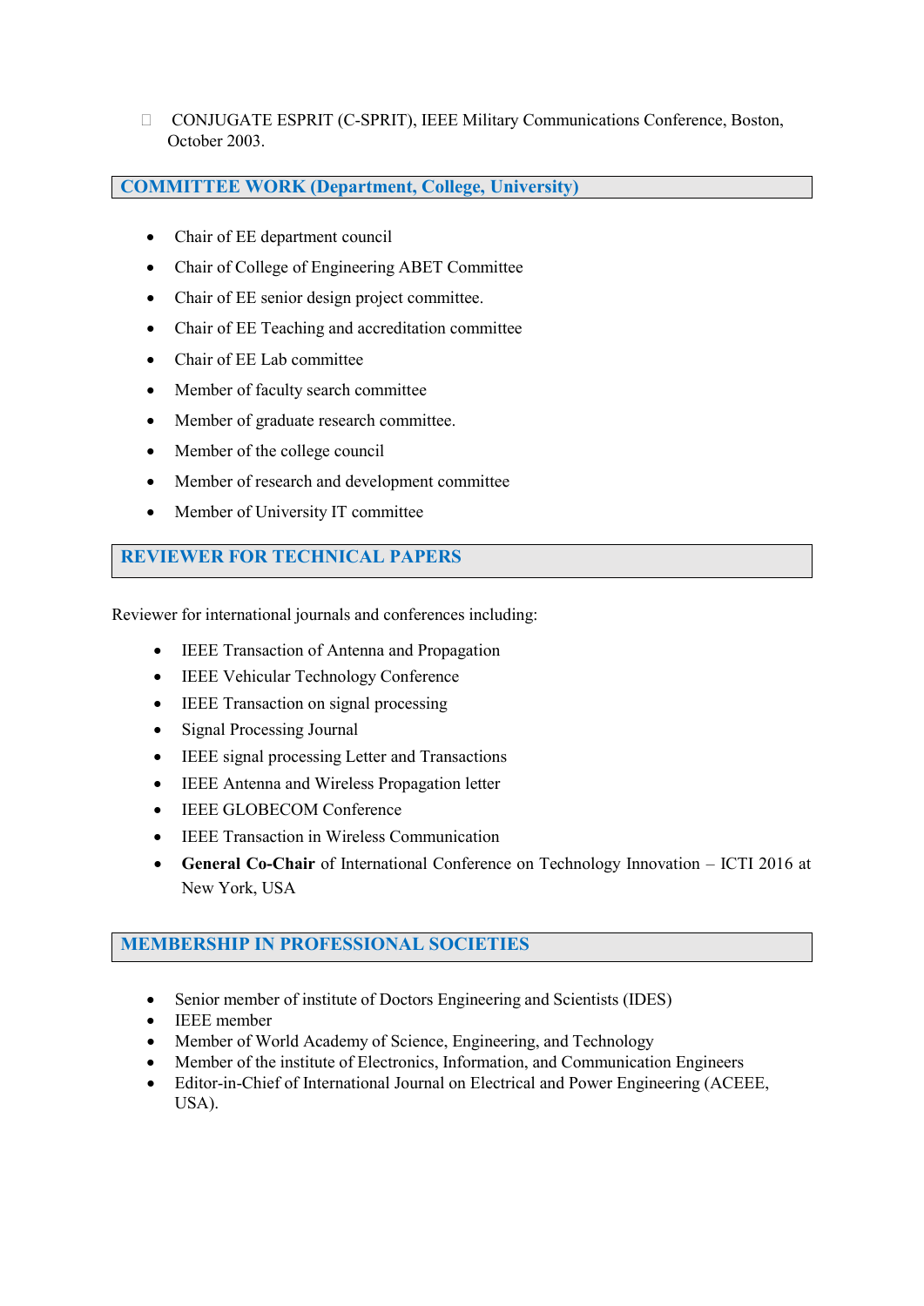- CONJUGATE ESPRIT (C-SPRIT), IEEE Military Communications Conference, Boston, October 2003.

## COMMITTEE WORK (Department, College, University)

- Chair of EE department council
- Chair of College of Engineering ABET Committee
- Chair of EE senior design project committee.
- Chair of EE Teaching and accreditation committee
- Chair of EE Lab committee
- Member of faculty search committee
- Member of graduate research committee.
- Member of the college council
- Member of research and development committee
- Member of University IT committee

## REVIEWER FOR TECHNICAL PAPERS

Reviewer for international journals and conferences including:

- IEEE Transaction of Antenna and Propagation
- IEEE Vehicular Technology Conference
- IEEE Transaction on signal processing
- Signal Processing Journal
- IEEE signal processing Letter and Transactions
- IEEE Antenna and Wireless Propagation letter
- IEEE GLOBECOM Conference
- IEEE Transaction in Wireless Communication
- **General Co-Chair** of International Conference on Technology Innovation – ICTI 2016 at New York, USA

## MEMBERSHIP IN PROFESSIONAL SOCIETIES

- Senior member of institute of Doctors Engineering and Scientists (IDES)
- IEEE member
- Member of World Academy of Science, Engineering, and Technology
- Member of the institute of Electronics, Information, and Communication Engineers
- Editor-in-Chief of International Journal on Electrical and Power Engineering (ACEEE, USA).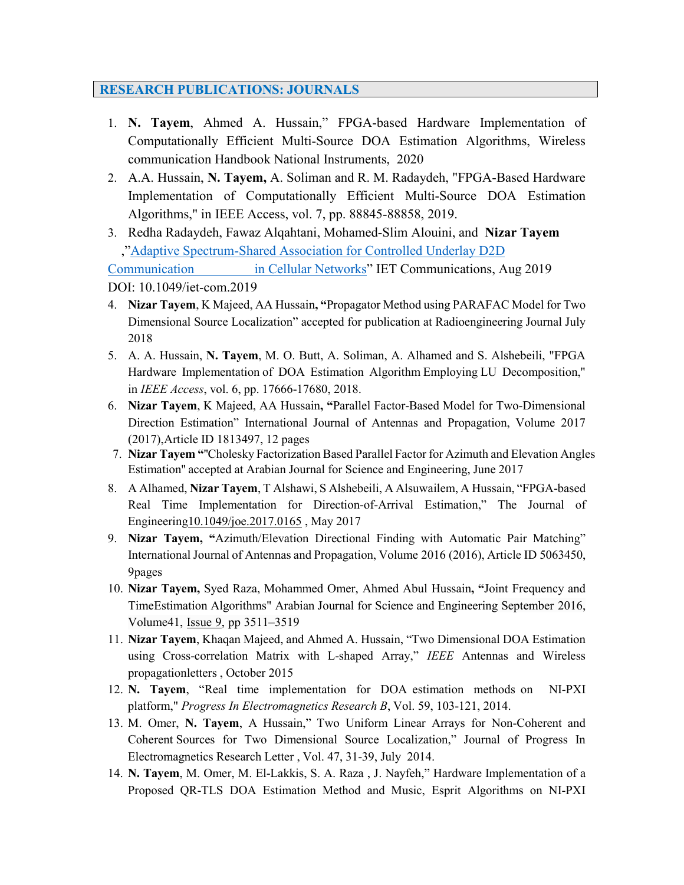## RESEARCH PUBLICATIONS: JOURNALS

1. **N. Tayem**, Ahmed A. Hussain," FPGA-based Hardware Implementation of Computationally Efficient Multi-Source DOA Estimation Algorithms, Wireless communication Handbook National Instruments, 2020
2. A.A. Hussain, **N. Tayem,** A. Soliman and R. M. Radaydeh, "FPGA-Based Hardware Implementation of Computationally Efficient Multi-Source DOA Estimation Algorithms," in IEEE Access, vol. 7, pp. 88845-88858, 2019.
3. Redha Radaydeh, Fawaz Alqahtani, Mohamed-Slim Alouini, and **Nizar Tayem** ,"Adaptive Spectrum-Shared Association for Controlled Underlay D2D Communication in Cellular Networks" IET Communications, Aug 2019 DOI: 10.1049/iet-com.2019
4. **Nizar Tayem**, K Majeed, AA Hussain**, "**Propagator Method using PARAFAC Model for Two Dimensional Source Localization" accepted for publication at Radioengineering Journal July 2018
5. A. A. Hussain, **N. Tayem**, M. O. Butt, A. Soliman, A. Alhamed and S. Alshebeili, "FPGA Hardware Implementation of DOA Estimation Algorithm Employing LU Decomposition," in *IEEE Access*, vol. 6, pp. 17666-17680, 2018.
6. **Nizar Tayem**, K Majeed, AA Hussain**, "**Parallel Factor-Based Model for Two-Dimensional Direction Estimation" International Journal of Antennas and Propagation, Volume 2017 (2017),Article ID 1813497, 12 pages
7. **Nizar Tayem "**"Cholesky Factorization Based Parallel Factor for Azimuth and Elevation Angles Estimation" accepted at Arabian Journal for Science and Engineering, June 2017
8. A Alhamed, **Nizar Tayem**, T Alshawi, S Alshebeili, A Alsuwailem, A Hussain, "FPGA-based Real Time Implementation for Direction-of-Arrival Estimation," The Journal of Engineering10.1049/joe.2017.0165 , May 2017
9. **Nizar Tayem, "**Azimuth/Elevation Directional Finding with Automatic Pair Matching" International Journal of Antennas and Propagation, Volume 2016 (2016), Article ID 5063450, 9pages
10. **Nizar Tayem,** Syed Raza, Mohammed Omer, Ahmed Abul Hussain**, "**Joint Frequency and TimeEstimation Algorithms" Arabian Journal for Science and Engineering September 2016, Volume41, Issue 9, pp 3511–3519
11. **Nizar Tayem**, Khaqan Majeed, and Ahmed A. Hussain, "Two Dimensional DOA Estimation using Cross-correlation Matrix with L-shaped Array," *IEEE* Antennas and Wireless propagationletters , October 2015
12. **N. Tayem**, "Real time implementation for DOA estimation methods on NI-PXI platform," *Progress In Electromagnetics Research B*, Vol. 59, 103-121, 2014.
13. M. Omer, **N. Tayem**, A Hussain," Two Uniform Linear Arrays for Non-Coherent and Coherent Sources for Two Dimensional Source Localization," Journal of Progress In Electromagnetics Research Letter , Vol. 47, 31-39, July 2014.
14. **N. Tayem**, M. Omer, M. El-Lakkis, S. A. Raza , J. Nayfeh," Hardware Implementation of a Proposed QR-TLS DOA Estimation Method and Music, Esprit Algorithms on NI-PXI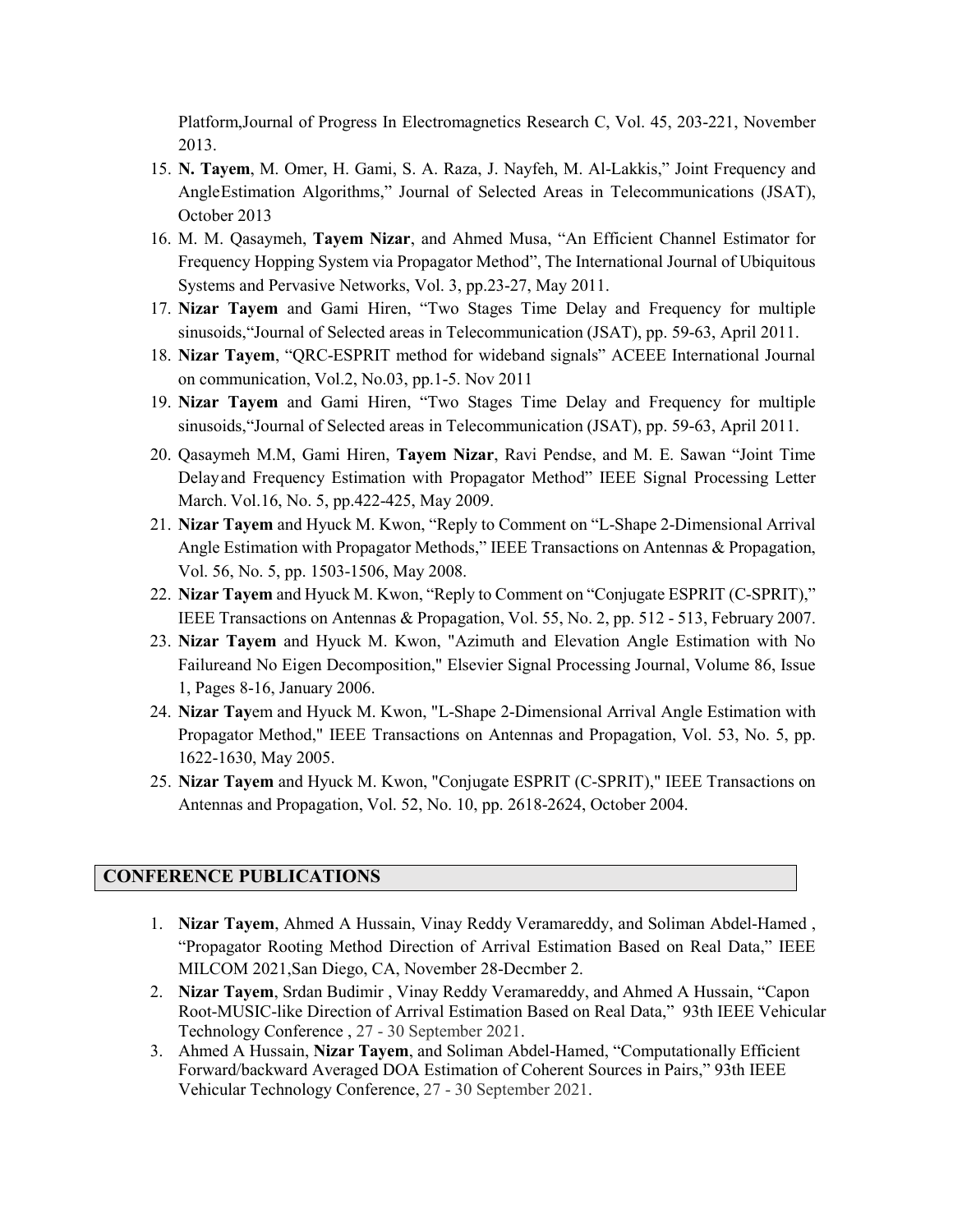Platform,Journal of Progress In Electromagnetics Research C, Vol. 45, 203-221, November 2013.

15. **N. Tayem**, M. Omer, H. Gami, S. A. Raza, J. Nayfeh, M. Al-Lakkis," Joint Frequency and AngleEstimation Algorithms," Journal of Selected Areas in Telecommunications (JSAT), October 2013
16. M. M. Qasaymeh, **Tayem Nizar**, and Ahmed Musa, "An Efficient Channel Estimator for Frequency Hopping System via Propagator Method", The International Journal of Ubiquitous Systems and Pervasive Networks, Vol. 3, pp.23-27, May 2011.
17. **Nizar Tayem** and Gami Hiren, "Two Stages Time Delay and Frequency for multiple sinusoids,"Journal of Selected areas in Telecommunication (JSAT), pp. 59-63, April 2011.
18. **Nizar Tayem**, "QRC-ESPRIT method for wideband signals" ACEEE International Journal on communication, Vol.2, No.03, pp.1-5. Nov 2011
19. **Nizar Tayem** and Gami Hiren, "Two Stages Time Delay and Frequency for multiple sinusoids,"Journal of Selected areas in Telecommunication (JSAT), pp. 59-63, April 2011.
20. Qasaymeh M.M, Gami Hiren, **Tayem Nizar**, Ravi Pendse, and M. E. Sawan "Joint Time Delayand Frequency Estimation with Propagator Method" IEEE Signal Processing Letter March. Vol.16, No. 5, pp.422-425, May 2009.
21. **Nizar Tayem** and Hyuck M. Kwon, "Reply to Comment on "L-Shape 2-Dimensional Arrival Angle Estimation with Propagator Methods," IEEE Transactions on Antennas & Propagation, Vol. 56, No. 5, pp. 1503-1506, May 2008.
22. **Nizar Tayem** and Hyuck M. Kwon, "Reply to Comment on "Conjugate ESPRIT (C-SPRIT)," IEEE Transactions on Antennas & Propagation, Vol. 55, No. 2, pp. 512 - 513, February 2007.
23. **Nizar Tayem** and Hyuck M. Kwon, "Azimuth and Elevation Angle Estimation with No Failureand No Eigen Decomposition," Elsevier Signal Processing Journal, Volume 86, Issue 1, Pages 8-16, January 2006.
24. **Nizar Tay**em and Hyuck M. Kwon, "L-Shape 2-Dimensional Arrival Angle Estimation with Propagator Method," IEEE Transactions on Antennas and Propagation, Vol. 53, No. 5, pp. 1622-1630, May 2005.
25. **Nizar Tayem** and Hyuck M. Kwon, "Conjugate ESPRIT (C-SPRIT)," IEEE Transactions on Antennas and Propagation, Vol. 52, No. 10, pp. 2618-2624, October 2004.

## CONFERENCE PUBLICATIONS

1. **Nizar Tayem**, Ahmed A Hussain, Vinay Reddy Veramareddy, and Soliman Abdel-Hamed , "Propagator Rooting Method Direction of Arrival Estimation Based on Real Data," IEEE MILCOM 2021,San Diego, CA, November 28-Decmber 2.
2. **Nizar Tayem**, Srdan Budimir , Vinay Reddy Veramareddy, and Ahmed A Hussain, "Capon Root-MUSIC-like Direction of Arrival Estimation Based on Real Data," 93th IEEE Vehicular Technology Conference , 27 - 30 September 2021.
3. Ahmed A Hussain, **Nizar Tayem**, and Soliman Abdel-Hamed, "Computationally Efficient Forward/backward Averaged DOA Estimation of Coherent Sources in Pairs," 93th IEEE Vehicular Technology Conference, 27 - 30 September 2021.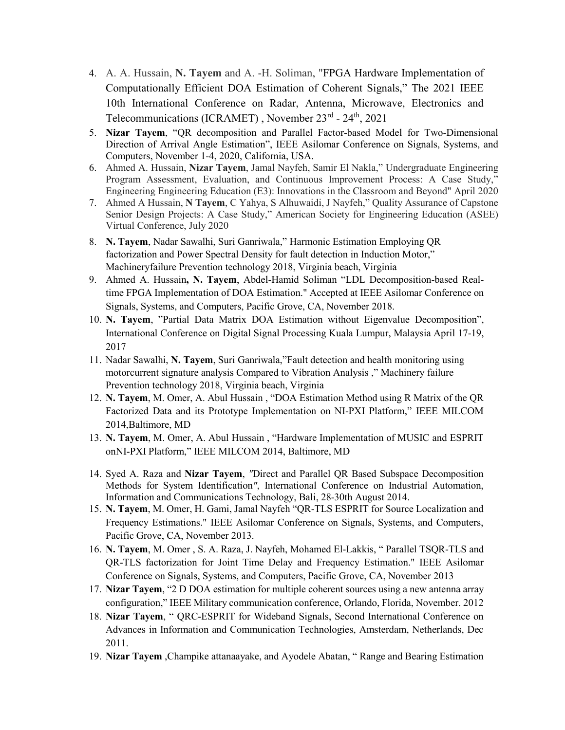4. A. A. Hussain, **N. Tayem** and A. -H. Soliman, "FPGA Hardware Implementation of Computationally Efficient DOA Estimation of Coherent Signals," The 2021 IEEE 10th International Conference on Radar, Antenna, Microwave, Electronics and Telecommunications (ICRAMET) , November 23rd - 24th, 2021
5. **Nizar Tayem**, "QR decomposition and Parallel Factor-based Model for Two-Dimensional Direction of Arrival Angle Estimation", IEEE Asilomar Conference on Signals, Systems, and Computers, November 1-4, 2020, California, USA.
6. Ahmed A. Hussain, **Nizar Tayem**, Jamal Nayfeh, Samir El Nakla," Undergraduate Engineering Program Assessment, Evaluation, and Continuous Improvement Process: A Case Study," Engineering Engineering Education (E3): Innovations in the Classroom and Beyond" April 2020
7. Ahmed A Hussain, **N Tayem**, C Yahya, S Alhuwaidi, J Nayfeh," Quality Assurance of Capstone Senior Design Projects: A Case Study," American Society for Engineering Education (ASEE) Virtual Conference, July 2020
8. **N. Tayem**, Nadar Sawalhi, Suri Ganriwala," Harmonic Estimation Employing QR factorization and Power Spectral Density for fault detection in Induction Motor," Machineryfailure Prevention technology 2018, Virginia beach, Virginia
9. Ahmed A. Hussain**, N. Tayem**, Abdel-Hamid Soliman "LDL Decomposition-based Real-time FPGA Implementation of DOA Estimation." Accepted at IEEE Asilomar Conference on Signals, Systems, and Computers, Pacific Grove, CA, November 2018.
10. **N. Tayem**, "Partial Data Matrix DOA Estimation without Eigenvalue Decomposition", International Conference on Digital Signal Processing Kuala Lumpur, Malaysia April 17-19, 2017
11. Nadar Sawalhi, **N. Tayem**, Suri Ganriwala,"Fault detection and health monitoring using motorcurrent signature analysis Compared to Vibration Analysis ," Machinery failure Prevention technology 2018, Virginia beach, Virginia
12. **N. Tayem**, M. Omer, A. Abul Hussain , "DOA Estimation Method using R Matrix of the QR Factorized Data and its Prototype Implementation on NI-PXI Platform," IEEE MILCOM 2014,Baltimore, MD
13. **N. Tayem**, M. Omer, A. Abul Hussain , "Hardware Implementation of MUSIC and ESPRIT onNI-PXI Platform," IEEE MILCOM 2014, Baltimore, MD
14. Syed A. Raza and **Nizar Tayem**, *"*Direct and Parallel QR Based Subspace Decomposition Methods for System Identification*"*, International Conference on Industrial Automation, Information and Communications Technology, Bali, 28-30th August 2014.
15. **N. Tayem**, M. Omer, H. Gami, Jamal Nayfeh "QR-TLS ESPRIT for Source Localization and Frequency Estimations." IEEE Asilomar Conference on Signals, Systems, and Computers, Pacific Grove, CA, November 2013.
16. **N. Tayem**, M. Omer , S. A. Raza, J. Nayfeh, Mohamed El-Lakkis, " Parallel TSQR-TLS and QR-TLS factorization for Joint Time Delay and Frequency Estimation." IEEE Asilomar Conference on Signals, Systems, and Computers, Pacific Grove, CA, November 2013
17. **Nizar Tayem**, "2 D DOA estimation for multiple coherent sources using a new antenna array configuration," IEEE Military communication conference, Orlando, Florida, November. 2012
18. **Nizar Tayem**, " QRC-ESPRIT for Wideband Signals, Second International Conference on Advances in Information and Communication Technologies, Amsterdam, Netherlands, Dec 2011.
19. **Nizar Tayem** ,Champike attanaayake, and Ayodele Abatan, " Range and Bearing Estimation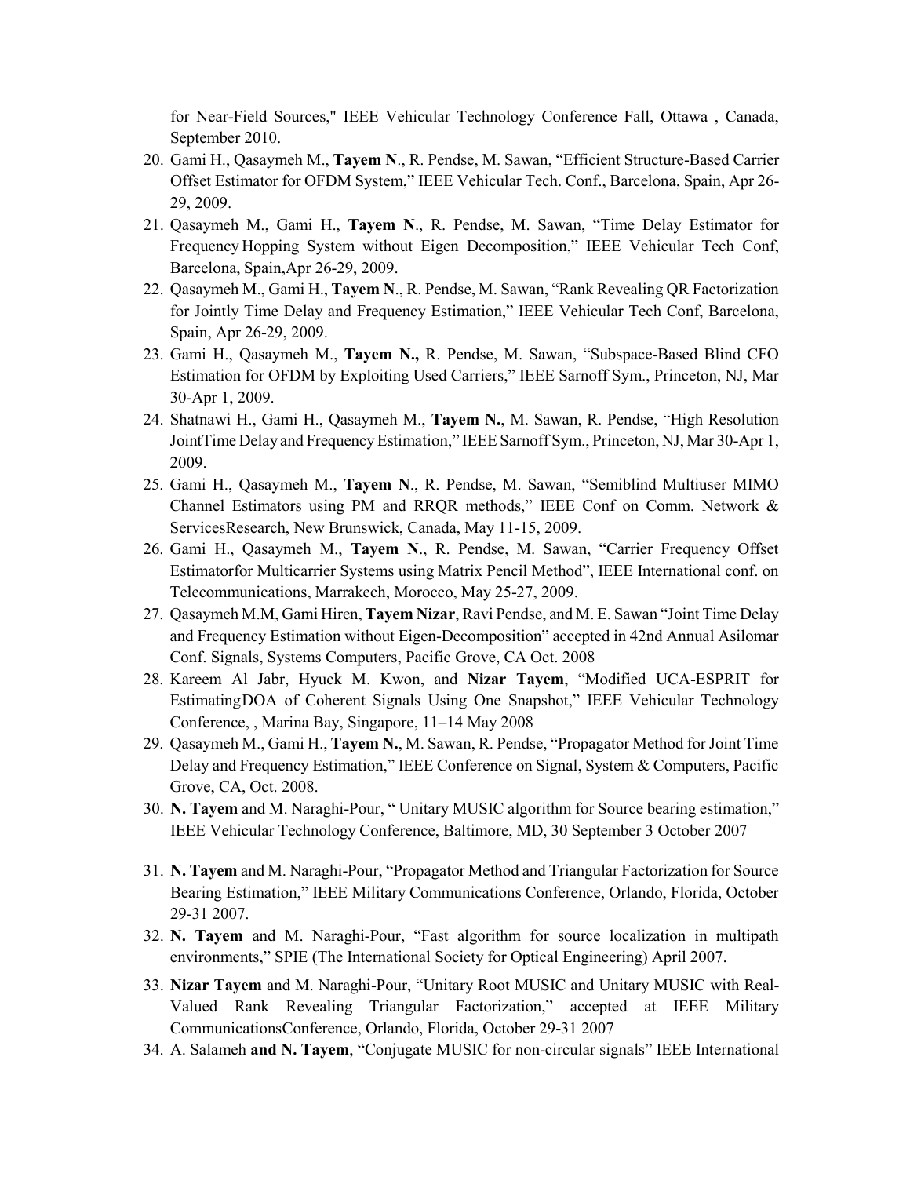for Near-Field Sources," IEEE Vehicular Technology Conference Fall, Ottawa , Canada, September 2010.

20. Gami H., Qasaymeh M., **Tayem N**., R. Pendse, M. Sawan, "Efficient Structure-Based Carrier Offset Estimator for OFDM System," IEEE Vehicular Tech. Conf., Barcelona, Spain, Apr 26-29, 2009.
21. Qasaymeh M., Gami H., **Tayem N**., R. Pendse, M. Sawan, "Time Delay Estimator for Frequency Hopping System without Eigen Decomposition," IEEE Vehicular Tech Conf, Barcelona, Spain,Apr 26-29, 2009.
22. Qasaymeh M., Gami H., **Tayem N**., R. Pendse, M. Sawan, "Rank Revealing QR Factorization for Jointly Time Delay and Frequency Estimation," IEEE Vehicular Tech Conf, Barcelona, Spain, Apr 26-29, 2009.
23. Gami H., Qasaymeh M., **Tayem N.,** R. Pendse, M. Sawan, "Subspace-Based Blind CFO Estimation for OFDM by Exploiting Used Carriers," IEEE Sarnoff Sym., Princeton, NJ, Mar 30-Apr 1, 2009.
24. Shatnawi H., Gami H., Qasaymeh M., **Tayem N.**, M. Sawan, R. Pendse, "High Resolution JointTime Delay and Frequency Estimation," IEEE Sarnoff Sym., Princeton, NJ, Mar 30-Apr 1, 2009.
25. Gami H., Qasaymeh M., **Tayem N**., R. Pendse, M. Sawan, "Semiblind Multiuser MIMO Channel Estimators using PM and RRQR methods," IEEE Conf on Comm. Network & ServicesResearch, New Brunswick, Canada, May 11-15, 2009.
26. Gami H., Qasaymeh M., **Tayem N**., R. Pendse, M. Sawan, "Carrier Frequency Offset Estimatorfor Multicarrier Systems using Matrix Pencil Method", IEEE International conf. on Telecommunications, Marrakech, Morocco, May 25-27, 2009.
27. Qasaymeh M.M, Gami Hiren, **Tayem Nizar**, Ravi Pendse, and M. E. Sawan "Joint Time Delay and Frequency Estimation without Eigen-Decomposition" accepted in 42nd Annual Asilomar Conf. Signals, Systems Computers, Pacific Grove, CA Oct. 2008
28. Kareem Al Jabr, Hyuck M. Kwon, and **Nizar Tayem**, "Modified UCA-ESPRIT for EstimatingDOA of Coherent Signals Using One Snapshot," IEEE Vehicular Technology Conference, , Marina Bay, Singapore, 11–14 May 2008
29. Qasaymeh M., Gami H., **Tayem N.**, M. Sawan, R. Pendse, "Propagator Method for Joint Time Delay and Frequency Estimation," IEEE Conference on Signal, System & Computers, Pacific Grove, CA, Oct. 2008.
30. **N. Tayem** and M. Naraghi-Pour, " Unitary MUSIC algorithm for Source bearing estimation," IEEE Vehicular Technology Conference, Baltimore, MD, 30 September 3 October 2007
31. **N. Tayem** and M. Naraghi-Pour, "Propagator Method and Triangular Factorization for Source Bearing Estimation," IEEE Military Communications Conference, Orlando, Florida, October 29-31 2007.
32. **N. Tayem** and M. Naraghi-Pour, "Fast algorithm for source localization in multipath environments," SPIE (The International Society for Optical Engineering) April 2007.
33. **Nizar Tayem** and M. Naraghi-Pour, "Unitary Root MUSIC and Unitary MUSIC with Real-Valued Rank Revealing Triangular Factorization," accepted at IEEE Military CommunicationsConference, Orlando, Florida, October 29-31 2007
34. A. Salameh **and N. Tayem**, "Conjugate MUSIC for non-circular signals" IEEE International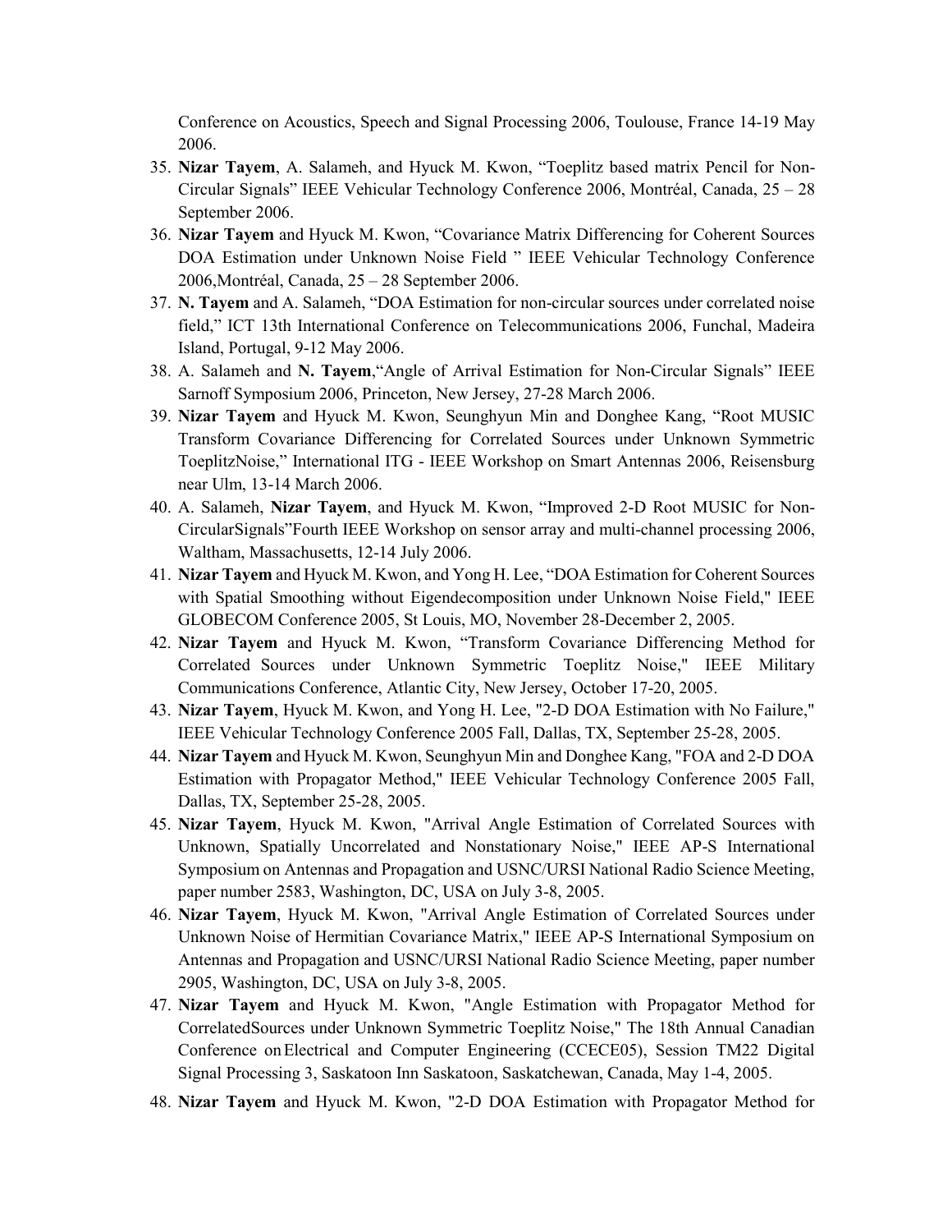Conference on Acoustics, Speech and Signal Processing 2006, Toulouse, France 14-19 May 2006.

35. **Nizar Tayem**, A. Salameh, and Hyuck M. Kwon, "Toeplitz based matrix Pencil for Non-Circular Signals" IEEE Vehicular Technology Conference 2006, Montréal, Canada, 25 – 28 September 2006.
36. **Nizar Tayem** and Hyuck M. Kwon, "Covariance Matrix Differencing for Coherent Sources DOA Estimation under Unknown Noise Field " IEEE Vehicular Technology Conference 2006,Montréal, Canada, 25 – 28 September 2006.
37. **N. Tayem** and A. Salameh, "DOA Estimation for non-circular sources under correlated noise field," ICT 13th International Conference on Telecommunications 2006, Funchal, Madeira Island, Portugal, 9-12 May 2006.
38. A. Salameh and **N. Tayem**,"Angle of Arrival Estimation for Non-Circular Signals" IEEE Sarnoff Symposium 2006, Princeton, New Jersey, 27-28 March 2006.
39. **Nizar Tayem** and Hyuck M. Kwon, Seunghyun Min and Donghee Kang, "Root MUSIC Transform Covariance Differencing for Correlated Sources under Unknown Symmetric ToeplitzNoise," International ITG - IEEE Workshop on Smart Antennas 2006, Reisensburg near Ulm, 13-14 March 2006.
40. A. Salameh, **Nizar Tayem**, and Hyuck M. Kwon, "Improved 2-D Root MUSIC for Non-CircularSignals"Fourth IEEE Workshop on sensor array and multi-channel processing 2006, Waltham, Massachusetts, 12-14 July 2006.
41. **Nizar Tayem** and Hyuck M. Kwon, and Yong H. Lee, "DOA Estimation for Coherent Sources with Spatial Smoothing without Eigendecomposition under Unknown Noise Field," IEEE GLOBECOM Conference 2005, St Louis, MO, November 28-December 2, 2005.
42. **Nizar Tayem** and Hyuck M. Kwon, "Transform Covariance Differencing Method for Correlated Sources under Unknown Symmetric Toeplitz Noise," IEEE Military Communications Conference, Atlantic City, New Jersey, October 17-20, 2005.
43. **Nizar Tayem**, Hyuck M. Kwon, and Yong H. Lee, "2-D DOA Estimation with No Failure," IEEE Vehicular Technology Conference 2005 Fall, Dallas, TX, September 25-28, 2005.
44. **Nizar Tayem** and Hyuck M. Kwon, Seunghyun Min and Donghee Kang, "FOA and 2-D DOA Estimation with Propagator Method," IEEE Vehicular Technology Conference 2005 Fall, Dallas, TX, September 25-28, 2005.
45. **Nizar Tayem**, Hyuck M. Kwon, "Arrival Angle Estimation of Correlated Sources with Unknown, Spatially Uncorrelated and Nonstationary Noise," IEEE AP-S International Symposium on Antennas and Propagation and USNC/URSI National Radio Science Meeting, paper number 2583, Washington, DC, USA on July 3-8, 2005.
46. **Nizar Tayem**, Hyuck M. Kwon, "Arrival Angle Estimation of Correlated Sources under Unknown Noise of Hermitian Covariance Matrix," IEEE AP-S International Symposium on Antennas and Propagation and USNC/URSI National Radio Science Meeting, paper number 2905, Washington, DC, USA on July 3-8, 2005.
47. **Nizar Tayem** and Hyuck M. Kwon, "Angle Estimation with Propagator Method for CorrelatedSources under Unknown Symmetric Toeplitz Noise," The 18th Annual Canadian Conference on Electrical and Computer Engineering (CCECE05), Session TM22 Digital Signal Processing 3, Saskatoon Inn Saskatoon, Saskatchewan, Canada, May 1-4, 2005.
48. **Nizar Tayem** and Hyuck M. Kwon, "2-D DOA Estimation with Propagator Method for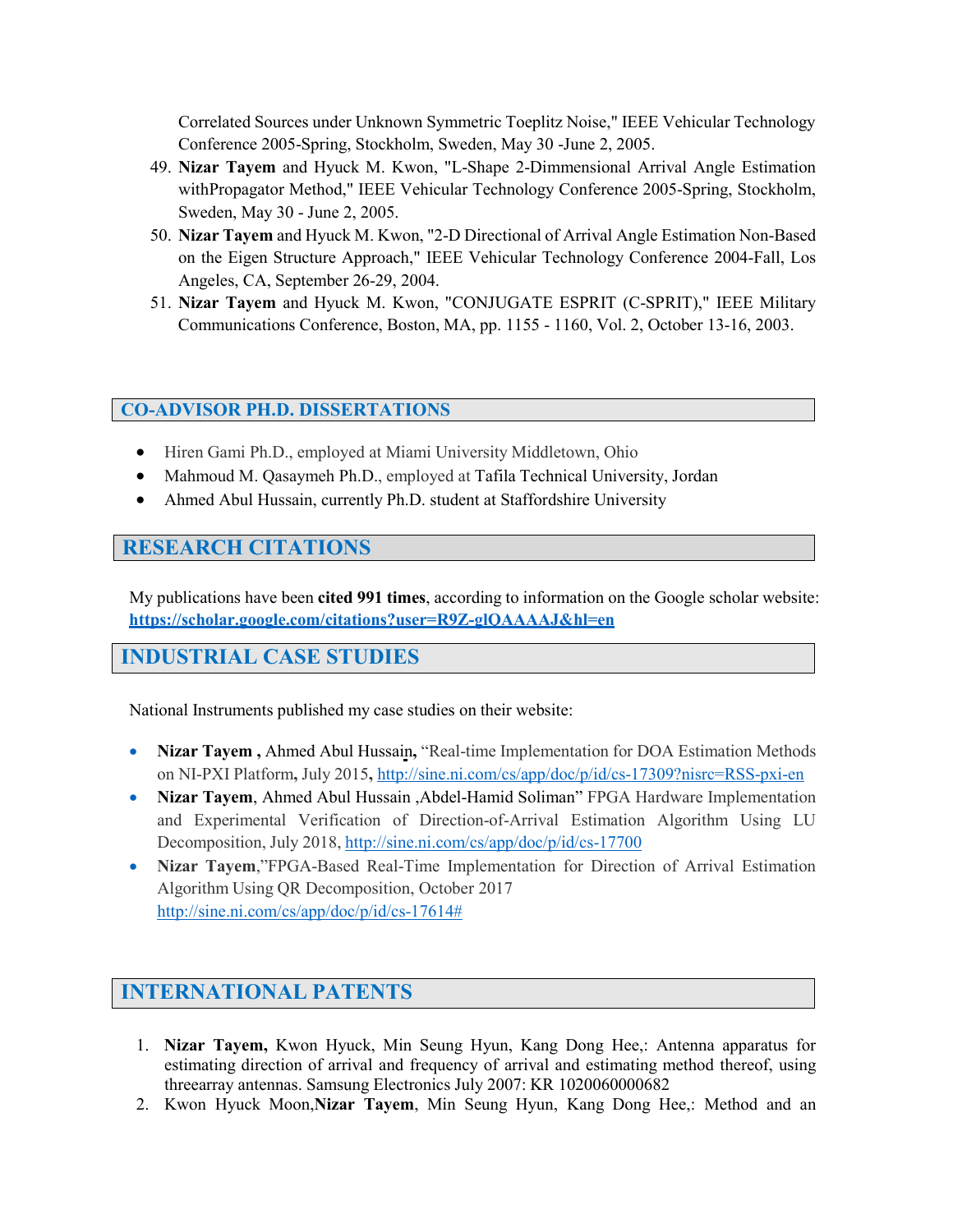Correlated Sources under Unknown Symmetric Toeplitz Noise," IEEE Vehicular Technology Conference 2005-Spring, Stockholm, Sweden, May 30 -June 2, 2005.

49. **Nizar Tayem** and Hyuck M. Kwon, "L-Shape 2-Dimmensional Arrival Angle Estimation withPropagator Method," IEEE Vehicular Technology Conference 2005-Spring, Stockholm, Sweden, May 30 - June 2, 2005.
50. **Nizar Tayem** and Hyuck M. Kwon, "2-D Directional of Arrival Angle Estimation Non-Based on the Eigen Structure Approach," IEEE Vehicular Technology Conference 2004-Fall, Los Angeles, CA, September 26-29, 2004.
51. **Nizar Tayem** and Hyuck M. Kwon, "CONJUGATE ESPRIT (C-SPRIT)," IEEE Military Communications Conference, Boston, MA, pp. 1155 - 1160, Vol. 2, October 13-16, 2003.

## CO-ADVISOR PH.D. DISSERTATIONS

- Hiren Gami Ph.D., employed at Miami University Middletown, Ohio
- Mahmoud M. Qasaymeh Ph.D., employed at Tafila Technical University, Jordan
- Ahmed Abul Hussain, currently Ph.D. student at Staffordshire University

## RESEARCH CITATIONS

My publications have been **cited 991 times**, according to information on the Google scholar website: **https://scholar.google.com/citations?user=R9Z-glQAAAAJ&hl=en**

## INDUSTRIAL CASE STUDIES

National Instruments published my case studies on their website:

- **Nizar Tayem ,** Ahmed Abul Hussain**,** "Real-time Implementation for DOA Estimation Methods on NI-PXI Platform**,** July 2015**,** http://sine.ni.com/cs/app/doc/p/id/cs-17309?nisrc=RSS-pxi-en
- **Nizar Tayem**, Ahmed Abul Hussain ,Abdel-Hamid Soliman" FPGA Hardware Implementation and Experimental Verification of Direction-of-Arrival Estimation Algorithm Using LU Decomposition, July 2018, http://sine.ni.com/cs/app/doc/p/id/cs-17700
- **Nizar Tayem**,"FPGA-Based Real-Time Implementation for Direction of Arrival Estimation Algorithm Using QR Decomposition, October 2017 http://sine.ni.com/cs/app/doc/p/id/cs-17614#

## INTERNATIONAL PATENTS

1. **Nizar Tayem,** Kwon Hyuck, Min Seung Hyun, Kang Dong Hee,: Antenna apparatus for estimating direction of arrival and frequency of arrival and estimating method thereof, using threearray antennas. Samsung Electronics July 2007: KR 1020060000682
2. Kwon Hyuck Moon,**Nizar Tayem**, Min Seung Hyun, Kang Dong Hee,: Method and an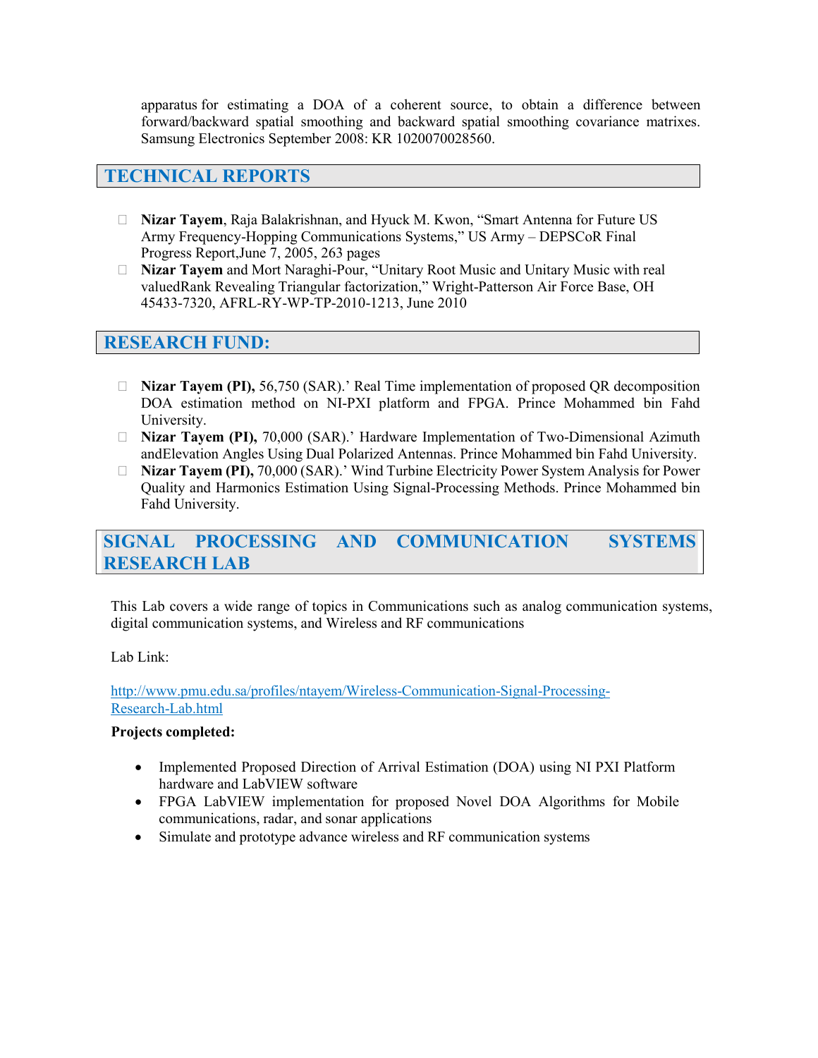apparatus for estimating a DOA of a coherent source, to obtain a difference between forward/backward spatial smoothing and backward spatial smoothing covariance matrixes. Samsung Electronics September 2008: KR 1020070028560.

## TECHNICAL REPORTS

- **Nizar Tayem**, Raja Balakrishnan, and Hyuck M. Kwon, "Smart Antenna for Future US Army Frequency-Hopping Communications Systems," US Army – DEPSCoR Final Progress Report,June 7, 2005, 263 pages
- **Nizar Tayem** and Mort Naraghi-Pour, "Unitary Root Music and Unitary Music with real valuedRank Revealing Triangular factorization," Wright-Patterson Air Force Base, OH 45433-7320, AFRL-RY-WP-TP-2010-1213, June 2010

## RESEARCH FUND:

- **Nizar Tayem (PI),** 56,750 (SAR).' Real Time implementation of proposed QR decomposition DOA estimation method on NI-PXI platform and FPGA. Prince Mohammed bin Fahd University.
- **Nizar Tayem (PI),** 70,000 (SAR).' Hardware Implementation of Two-Dimensional Azimuth andElevation Angles Using Dual Polarized Antennas. Prince Mohammed bin Fahd University.
- **Nizar Tayem (PI),** 70,000 (SAR).' Wind Turbine Electricity Power System Analysis for Power Quality and Harmonics Estimation Using Signal-Processing Methods. Prince Mohammed bin Fahd University.

## SIGNAL PROCESSING AND COMMUNICATION SYSTEMS RESEARCH LAB

This Lab covers a wide range of topics in Communications such as analog communication systems, digital communication systems, and Wireless and RF communications

Lab Link:

http://www.pmu.edu.sa/profiles/ntayem/Wireless-Communication-Signal-Processing-Research-Lab.html

**Projects completed:**

- Implemented Proposed Direction of Arrival Estimation (DOA) using NI PXI Platform hardware and LabVIEW software
- FPGA LabVIEW implementation for proposed Novel DOA Algorithms for Mobile communications, radar, and sonar applications
- Simulate and prototype advance wireless and RF communication systems